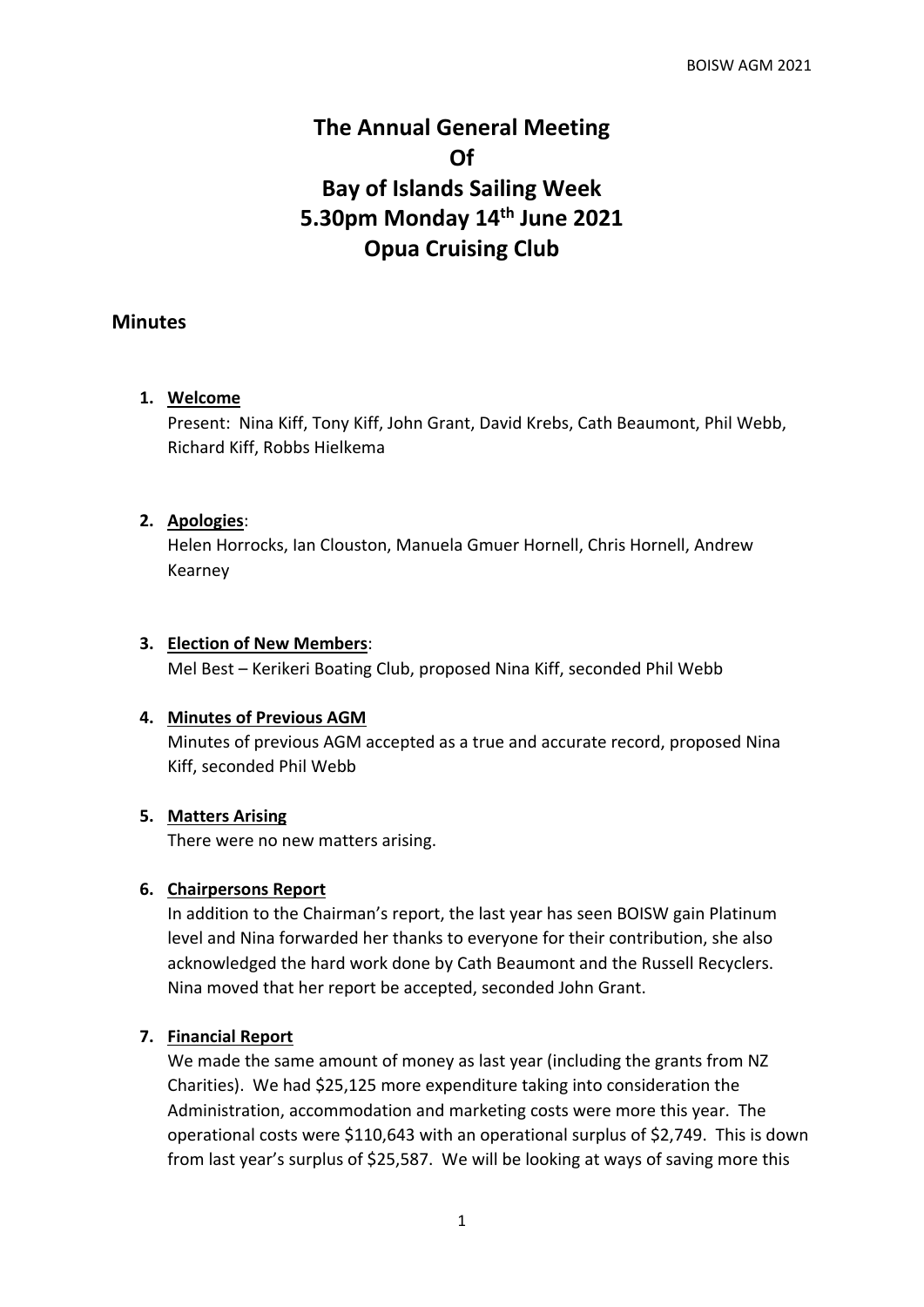# The Annual General Meeting Of Bay of Islands Sailing Week 5.30pm Monday 14th June 2021 Opua Cruising Club

## Minutes

1. **Welcome**
   Present: Nina Kiff, Tony Kiff, John Grant, David Krebs, Cath Beaumont, Phil Webb, Richard Kiff, Robbs Hielkema

2. **Apologies**:
   Helen Horrocks, Ian Clouston, Manuela Gmuer Hornell, Chris Hornell, Andrew Kearney

3. **Election of New Members**:
   Mel Best – Kerikeri Boating Club, proposed Nina Kiff, seconded Phil Webb

4. **Minutes of Previous AGM**
   Minutes of previous AGM accepted as a true and accurate record, proposed Nina Kiff, seconded Phil Webb

5. **Matters Arising**
   There were no new matters arising.

6. **Chairpersons Report**
   In addition to the Chairman's report, the last year has seen BOISW gain Platinum level and Nina forwarded her thanks to everyone for their contribution, she also acknowledged the hard work done by Cath Beaumont and the Russell Recyclers. Nina moved that her report be accepted, seconded John Grant.

7. **Financial Report**
   We made the same amount of money as last year (including the grants from NZ Charities). We had $25,125 more expenditure taking into consideration the Administration, accommodation and marketing costs were more this year. The operational costs were $110,643 with an operational surplus of $2,749. This is down from last year's surplus of $25,587. We will be looking at ways of saving more this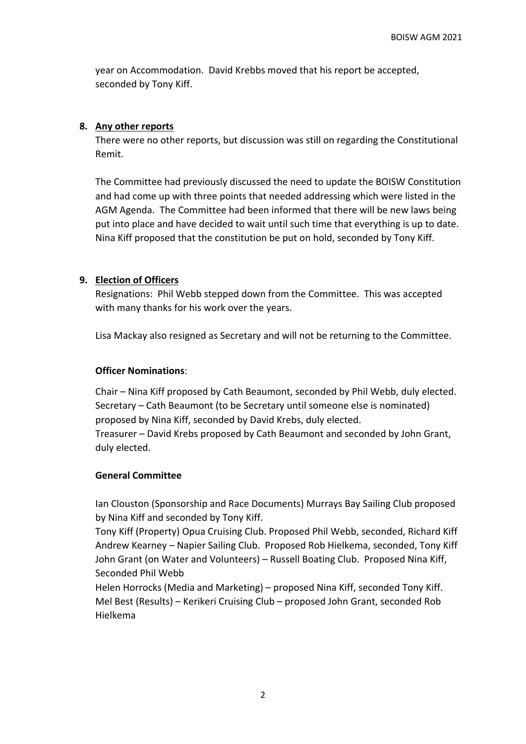year on Accommodation. David Krebbs moved that his report be accepted, seconded by Tony Kiff.

8. **Any other reports**

There were no other reports, but discussion was still on regarding the Constitutional Remit.

The Committee had previously discussed the need to update the BOISW Constitution and had come up with three points that needed addressing which were listed in the AGM Agenda. The Committee had been informed that there will be new laws being put into place and have decided to wait until such time that everything is up to date. Nina Kiff proposed that the constitution be put on hold, seconded by Tony Kiff.

9. **Election of Officers**

Resignations: Phil Webb stepped down from the Committee. This was accepted with many thanks for his work over the years.

Lisa Mackay also resigned as Secretary and will not be returning to the Committee.

**Officer Nominations**:

Chair – Nina Kiff proposed by Cath Beaumont, seconded by Phil Webb, duly elected.
Secretary – Cath Beaumont (to be Secretary until someone else is nominated) proposed by Nina Kiff, seconded by David Krebs, duly elected.
Treasurer – David Krebs proposed by Cath Beaumont and seconded by John Grant, duly elected.

**General Committee**

Ian Clouston (Sponsorship and Race Documents) Murrays Bay Sailing Club proposed by Nina Kiff and seconded by Tony Kiff.
Tony Kiff (Property) Opua Cruising Club. Proposed Phil Webb, seconded, Richard Kiff
Andrew Kearney – Napier Sailing Club. Proposed Rob Hielkema, seconded, Tony Kiff
John Grant (on Water and Volunteers) – Russell Boating Club. Proposed Nina Kiff, Seconded Phil Webb
Helen Horrocks (Media and Marketing) – proposed Nina Kiff, seconded Tony Kiff.
Mel Best (Results) – Kerikeri Cruising Club – proposed John Grant, seconded Rob Hielkema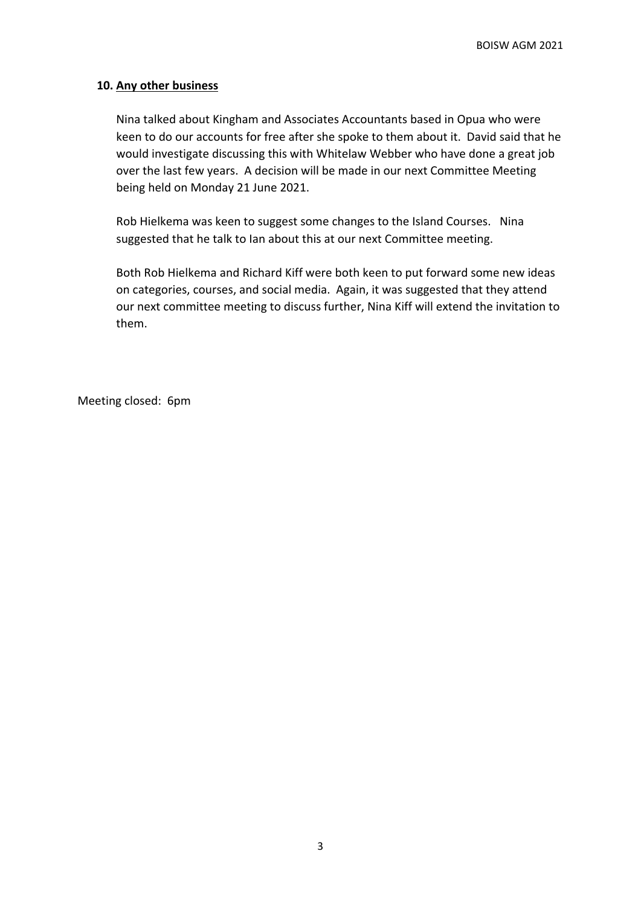## 10. Any other business

Nina talked about Kingham and Associates Accountants based in Opua who were keen to do our accounts for free after she spoke to them about it. David said that he would investigate discussing this with Whitelaw Webber who have done a great job over the last few years. A decision will be made in our next Committee Meeting being held on Monday 21 June 2021.

Rob Hielkema was keen to suggest some changes to the Island Courses. Nina suggested that he talk to Ian about this at our next Committee meeting.

Both Rob Hielkema and Richard Kiff were both keen to put forward some new ideas on categories, courses, and social media. Again, it was suggested that they attend our next committee meeting to discuss further, Nina Kiff will extend the invitation to them.

Meeting closed: 6pm